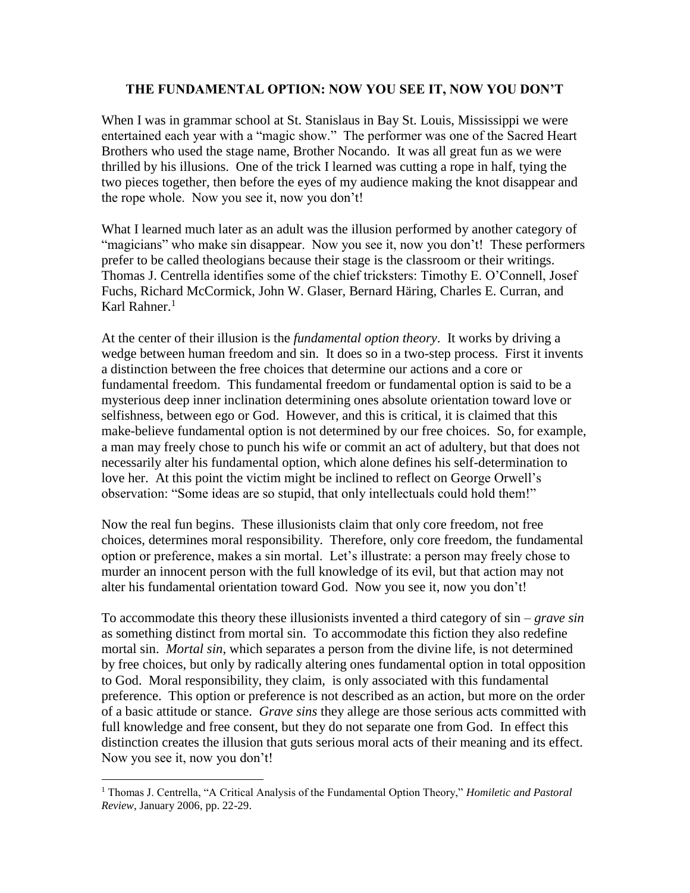# THE FUNDAMENTAL OPTION: NOW YOU SEE IT, NOW YOU DON'T

When I was in grammar school at St. Stanislaus in Bay St. Louis, Mississippi we were entertained each year with a "magic show." The performer was one of the Sacred Heart Brothers who used the stage name, Brother Nocando. It was all great fun as we were thrilled by his illusions. One of the trick I learned was cutting a rope in half, tying the two pieces together, then before the eyes of my audience making the knot disappear and the rope whole. Now you see it, now you don't!

What I learned much later as an adult was the illusion performed by another category of "magicians" who make sin disappear. Now you see it, now you don't! These performers prefer to be called theologians because their stage is the classroom or their writings. Thomas J. Centrella identifies some of the chief tricksters: Timothy E. O'Connell, Josef Fuchs, Richard McCormick, John W. Glaser, Bernard Häring, Charles E. Curran, and Karl Rahner.[1]

At the center of their illusion is the *fundamental option theory*. It works by driving a wedge between human freedom and sin. It does so in a two-step process. First it invents a distinction between the free choices that determine our actions and a core or fundamental freedom. This fundamental freedom or fundamental option is said to be a mysterious deep inner inclination determining ones absolute orientation toward love or selfishness, between ego or God. However, and this is critical, it is claimed that this make-believe fundamental option is not determined by our free choices. So, for example, a man may freely chose to punch his wife or commit an act of adultery, but that does not necessarily alter his fundamental option, which alone defines his self-determination to love her. At this point the victim might be inclined to reflect on George Orwell's observation: "Some ideas are so stupid, that only intellectuals could hold them!"

Now the real fun begins. These illusionists claim that only core freedom, not free choices, determines moral responsibility. Therefore, only core freedom, the fundamental option or preference, makes a sin mortal. Let's illustrate: a person may freely chose to murder an innocent person with the full knowledge of its evil, but that action may not alter his fundamental orientation toward God. Now you see it, now you don't!

To accommodate this theory these illusionists invented a third category of sin – *grave sin* as something distinct from mortal sin. To accommodate this fiction they also redefine mortal sin. *Mortal sin*, which separates a person from the divine life, is not determined by free choices, but only by radically altering ones fundamental option in total opposition to God. Moral responsibility, they claim, is only associated with this fundamental preference. This option or preference is not described as an action, but more on the order of a basic attitude or stance. *Grave sins* they allege are those serious acts committed with full knowledge and free consent, but they do not separate one from God. In effect this distinction creates the illusion that guts serious moral acts of their meaning and its effect. Now you see it, now you don't!

[1] Thomas J. Centrella, "A Critical Analysis of the Fundamental Option Theory," *Homiletic and Pastoral Review*, January 2006, pp. 22-29.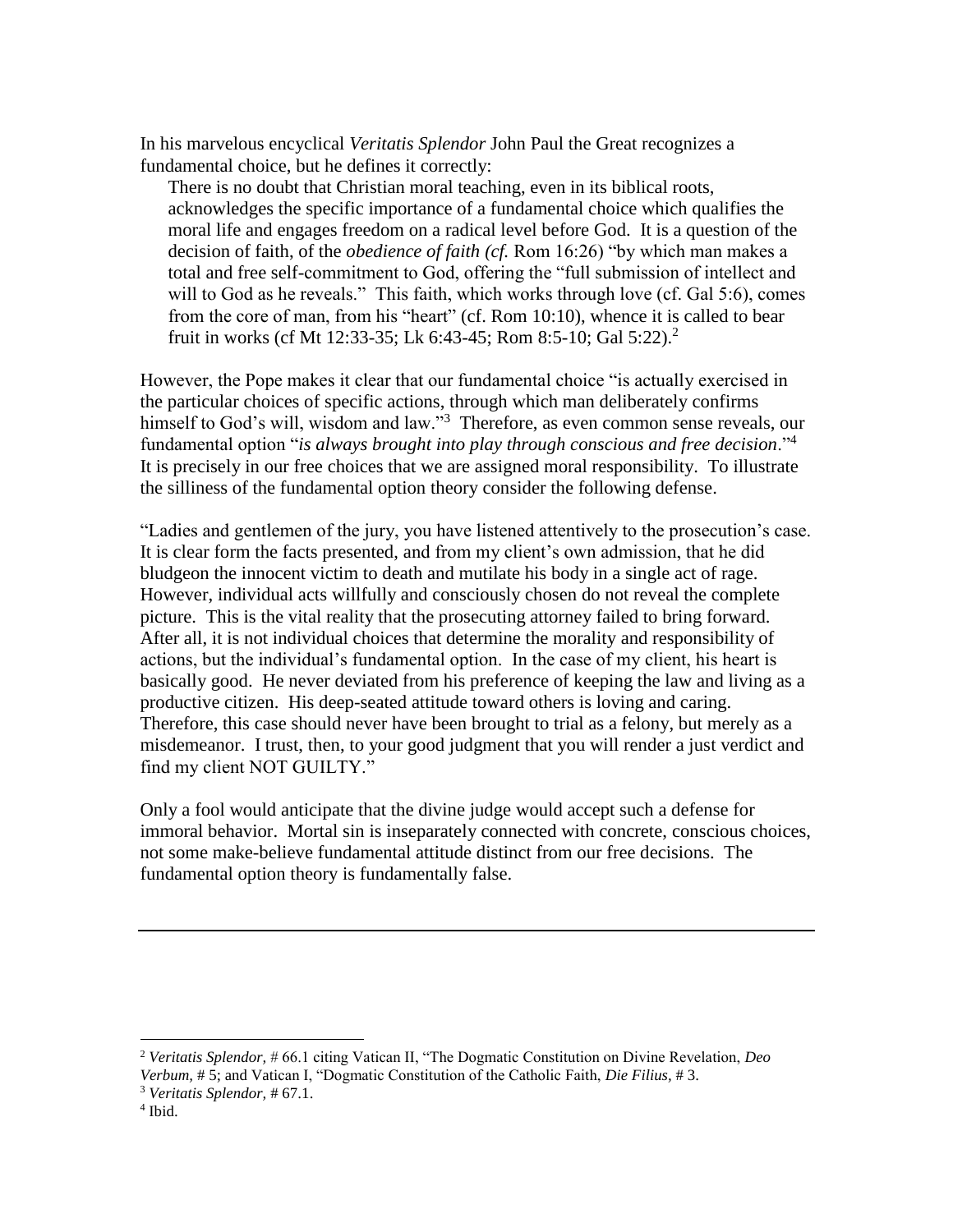In his marvelous encyclical *Veritatis Splendor* John Paul the Great recognizes a fundamental choice, but he defines it correctly:

> There is no doubt that Christian moral teaching, even in its biblical roots, acknowledges the specific importance of a fundamental choice which qualifies the moral life and engages freedom on a radical level before God. It is a question of the decision of faith, of the *obedience of faith (cf.* Rom 16:26) "by which man makes a total and free self-commitment to God, offering the "full submission of intellect and will to God as he reveals." This faith, which works through love (cf. Gal 5:6), comes from the core of man, from his "heart" (cf. Rom 10:10), whence it is called to bear fruit in works (cf Mt 12:33-35; Lk 6:43-45; Rom 8:5-10; Gal 5:22).[2]

However, the Pope makes it clear that our fundamental choice "is actually exercised in the particular choices of specific actions, through which man deliberately confirms himself to God's will, wisdom and law."[3] Therefore, as even common sense reveals, our fundamental option "*is always brought into play through conscious and free decision*."[4] It is precisely in our free choices that we are assigned moral responsibility. To illustrate the silliness of the fundamental option theory consider the following defense.

"Ladies and gentlemen of the jury, you have listened attentively to the prosecution's case. It is clear form the facts presented, and from my client's own admission, that he did bludgeon the innocent victim to death and mutilate his body in a single act of rage. However, individual acts willfully and consciously chosen do not reveal the complete picture. This is the vital reality that the prosecuting attorney failed to bring forward. After all, it is not individual choices that determine the morality and responsibility of actions, but the individual's fundamental option. In the case of my client, his heart is basically good. He never deviated from his preference of keeping the law and living as a productive citizen. His deep-seated attitude toward others is loving and caring. Therefore, this case should never have been brought to trial as a felony, but merely as a misdemeanor. I trust, then, to your good judgment that you will render a just verdict and find my client NOT GUILTY."

Only a fool would anticipate that the divine judge would accept such a defense for immoral behavior. Mortal sin is inseparately connected with concrete, conscious choices, not some make-believe fundamental attitude distinct from our free decisions. The fundamental option theory is fundamentally false.

---

[2] *Veritatis Splendor,* # 66.1 citing Vatican II, "The Dogmatic Constitution on Divine Revelation, *Deo Verbum,* # 5; and Vatican I, "Dogmatic Constitution of the Catholic Faith, *Die Filius*, # 3.

[3] *Veritatis Splendor,* # 67.1.

[4] Ibid.